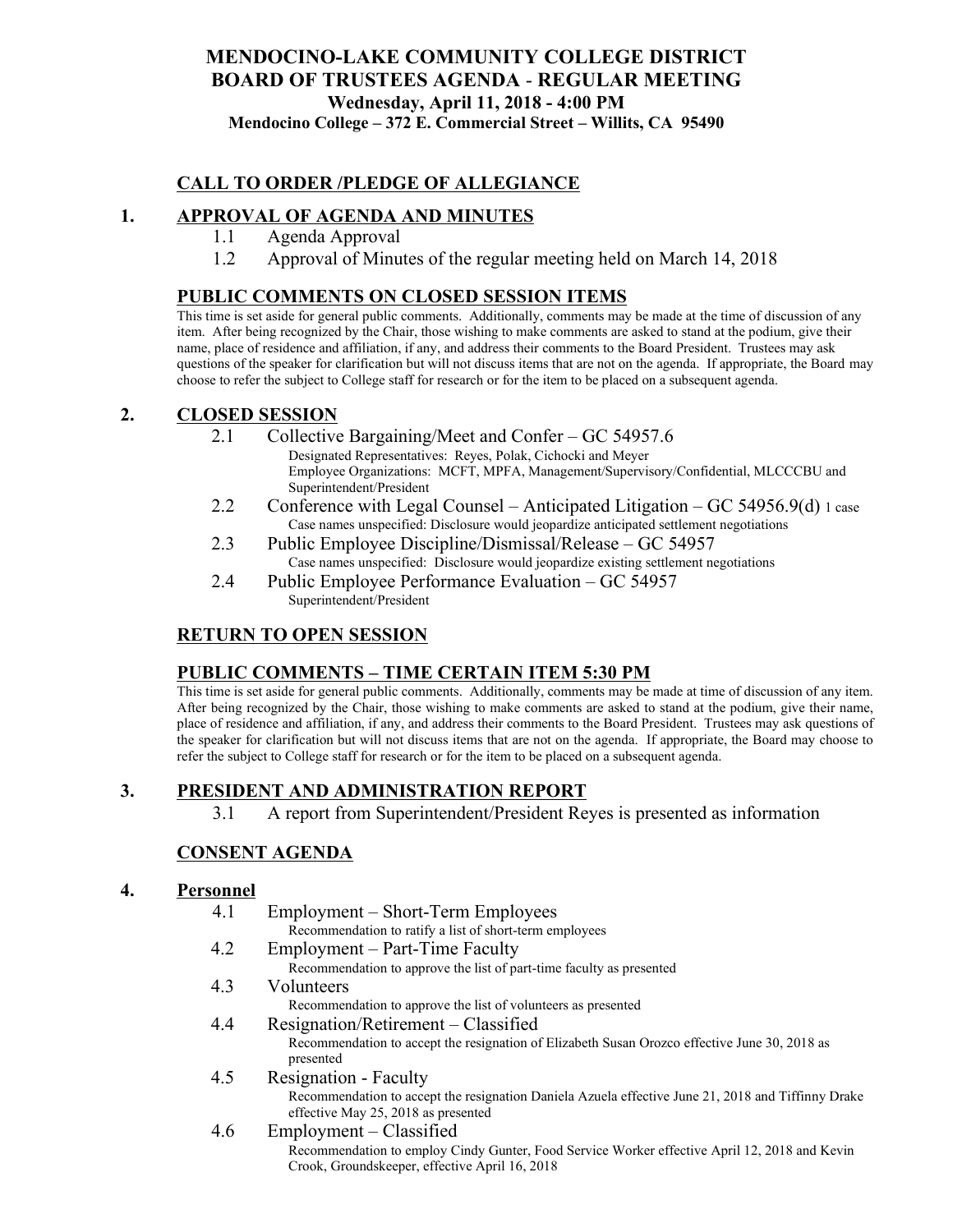# MENDOCINO-LAKE COMMUNITY COLLEGE DISTRICT
# BOARD OF TRUSTEES AGENDA - REGULAR MEETING

**Wednesday, April 11, 2018 - 4:00 PM**

**Mendocino College – 372 E. Commercial Street – Willits, CA 95490**

## CALL TO ORDER /PLEDGE OF ALLEGIANCE

## 1. APPROVAL OF AGENDA AND MINUTES

- 1.1 Agenda Approval
- 1.2 Approval of Minutes of the regular meeting held on March 14, 2018

## PUBLIC COMMENTS ON CLOSED SESSION ITEMS

This time is set aside for general public comments. Additionally, comments may be made at the time of discussion of any item. After being recognized by the Chair, those wishing to make comments are asked to stand at the podium, give their name, place of residence and affiliation, if any, and address their comments to the Board President. Trustees may ask questions of the speaker for clarification but will not discuss items that are not on the agenda. If appropriate, the Board may choose to refer the subject to College staff for research or for the item to be placed on a subsequent agenda.

## 2. CLOSED SESSION

- 2.1 Collective Bargaining/Meet and Confer – GC 54957.6
  Designated Representatives: Reyes, Polak, Cichocki and Meyer
  Employee Organizations: MCFT, MPFA, Management/Supervisory/Confidential, MLCCCBU and Superintendent/President
- 2.2 Conference with Legal Counsel – Anticipated Litigation – GC 54956.9(d) 1 case
  Case names unspecified: Disclosure would jeopardize anticipated settlement negotiations
- 2.3 Public Employee Discipline/Dismissal/Release – GC 54957
  Case names unspecified: Disclosure would jeopardize existing settlement negotiations
- 2.4 Public Employee Performance Evaluation – GC 54957
  Superintendent/President

## RETURN TO OPEN SESSION

## PUBLIC COMMENTS – TIME CERTAIN ITEM 5:30 PM

This time is set aside for general public comments. Additionally, comments may be made at time of discussion of any item. After being recognized by the Chair, those wishing to make comments are asked to stand at the podium, give their name, place of residence and affiliation, if any, and address their comments to the Board President. Trustees may ask questions of the speaker for clarification but will not discuss items that are not on the agenda. If appropriate, the Board may choose to refer the subject to College staff for research or for the item to be placed on a subsequent agenda.

## 3. PRESIDENT AND ADMINISTRATION REPORT

- 3.1 A report from Superintendent/President Reyes is presented as information

## CONSENT AGENDA

## 4. Personnel

- 4.1 Employment – Short-Term Employees
  Recommendation to ratify a list of short-term employees
- 4.2 Employment – Part-Time Faculty
  Recommendation to approve the list of part-time faculty as presented
- 4.3 Volunteers
  Recommendation to approve the list of volunteers as presented
- 4.4 Resignation/Retirement – Classified
  Recommendation to accept the resignation of Elizabeth Susan Orozco effective June 30, 2018 as presented
- 4.5 Resignation - Faculty
  Recommendation to accept the resignation Daniela Azuela effective June 21, 2018 and Tiffinny Drake effective May 25, 2018 as presented
- 4.6 Employment – Classified
  Recommendation to employ Cindy Gunter, Food Service Worker effective April 12, 2018 and Kevin Crook, Groundskeeper, effective April 16, 2018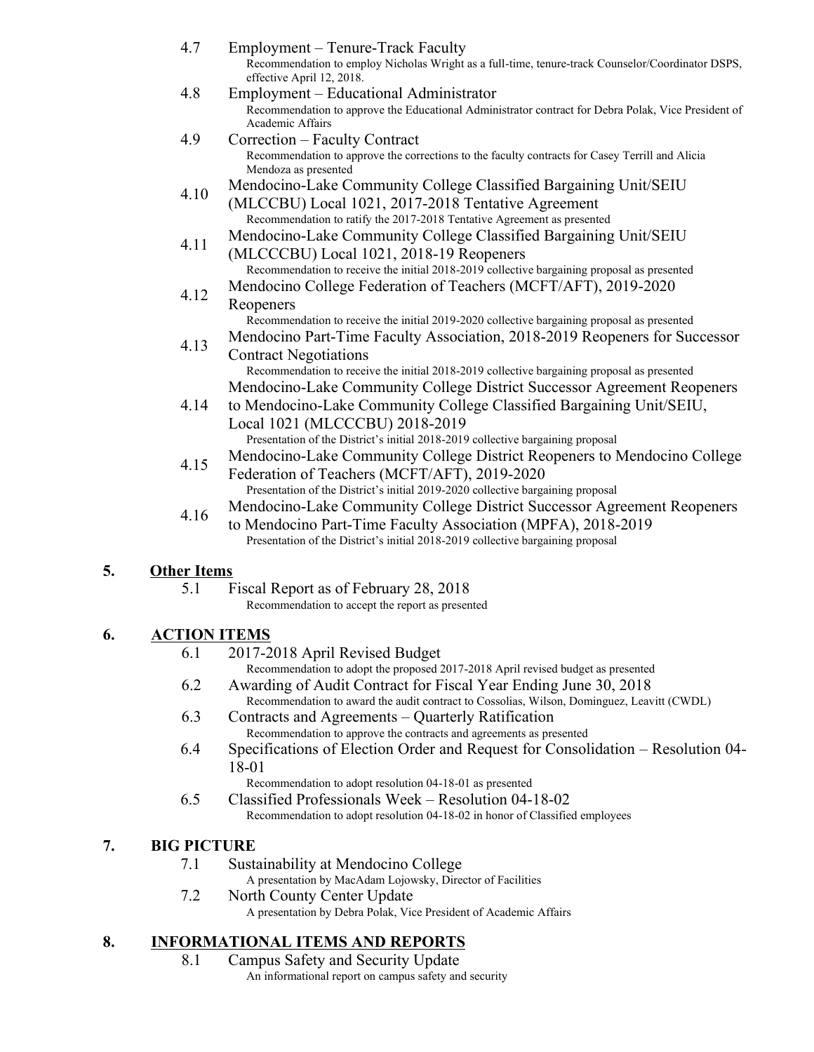4.7 Employment – Tenure-Track Faculty
   Recommendation to employ Nicholas Wright as a full-time, tenure-track Counselor/Coordinator DSPS, effective April 12, 2018.

4.8 Employment – Educational Administrator
   Recommendation to approve the Educational Administrator contract for Debra Polak, Vice President of Academic Affairs

4.9 Correction – Faculty Contract
   Recommendation to approve the corrections to the faculty contracts for Casey Terrill and Alicia Mendoza as presented

4.10 Mendocino-Lake Community College Classified Bargaining Unit/SEIU (MLCCBU) Local 1021, 2017-2018 Tentative Agreement
   Recommendation to ratify the 2017-2018 Tentative Agreement as presented

4.11 Mendocino-Lake Community College Classified Bargaining Unit/SEIU (MLCCCBU) Local 1021, 2018-19 Reopeners
   Recommendation to receive the initial 2018-2019 collective bargaining proposal as presented

4.12 Mendocino College Federation of Teachers (MCFT/AFT), 2019-2020 Reopeners
   Recommendation to receive the initial 2019-2020 collective bargaining proposal as presented

4.13 Mendocino Part-Time Faculty Association, 2018-2019 Reopeners for Successor Contract Negotiations
   Recommendation to receive the initial 2018-2019 collective bargaining proposal as presented

4.14 Mendocino-Lake Community College District Successor Agreement Reopeners to Mendocino-Lake Community College Classified Bargaining Unit/SEIU, Local 1021 (MLCCCBU) 2018-2019
   Presentation of the District's initial 2018-2019 collective bargaining proposal

4.15 Mendocino-Lake Community College District Reopeners to Mendocino College Federation of Teachers (MCFT/AFT), 2019-2020
   Presentation of the District's initial 2019-2020 collective bargaining proposal

4.16 Mendocino-Lake Community College District Successor Agreement Reopeners to Mendocino Part-Time Faculty Association (MPFA), 2018-2019
   Presentation of the District's initial 2018-2019 collective bargaining proposal

## 5. Other Items

5.1 Fiscal Report as of February 28, 2018
   Recommendation to accept the report as presented

## 6. ACTION ITEMS

6.1 2017-2018 April Revised Budget
   Recommendation to adopt the proposed 2017-2018 April revised budget as presented

6.2 Awarding of Audit Contract for Fiscal Year Ending June 30, 2018
   Recommendation to award the audit contract to Cossolias, Wilson, Dominguez, Leavitt (CWDL)

6.3 Contracts and Agreements – Quarterly Ratification
   Recommendation to approve the contracts and agreements as presented

6.4 Specifications of Election Order and Request for Consolidation – Resolution 04-18-01
   Recommendation to adopt resolution 04-18-01 as presented

6.5 Classified Professionals Week – Resolution 04-18-02
   Recommendation to adopt resolution 04-18-02 in honor of Classified employees

## 7. BIG PICTURE

7.1 Sustainability at Mendocino College
   A presentation by MacAdam Lojowsky, Director of Facilities

7.2 North County Center Update
   A presentation by Debra Polak, Vice President of Academic Affairs

## 8. INFORMATIONAL ITEMS AND REPORTS

8.1 Campus Safety and Security Update
   An informational report on campus safety and security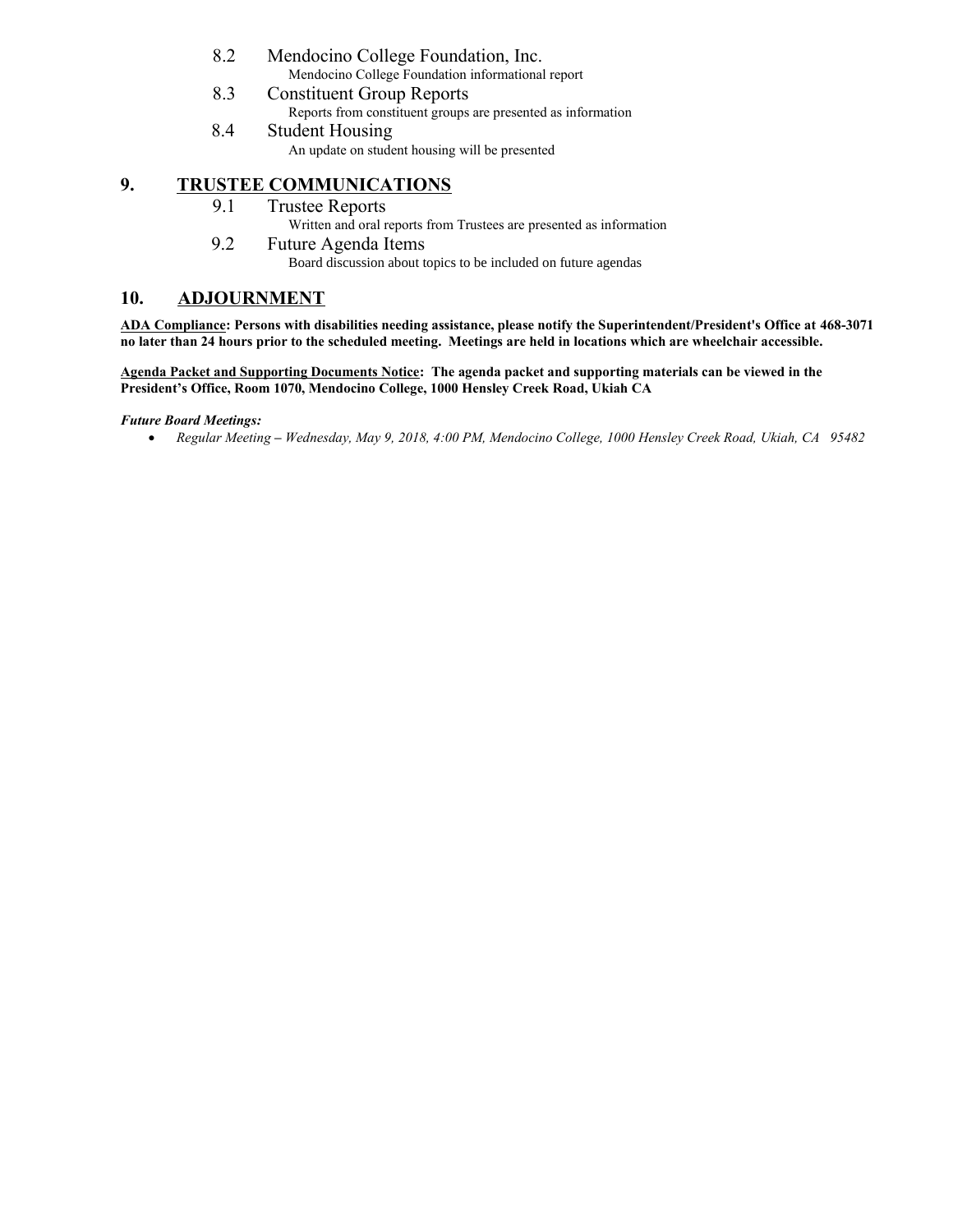8.2 Mendocino College Foundation, Inc.

Mendocino College Foundation informational report

8.3 Constituent Group Reports

Reports from constituent groups are presented as information

8.4 Student Housing

An update on student housing will be presented

## 9. TRUSTEE COMMUNICATIONS

9.1 Trustee Reports

Written and oral reports from Trustees are presented as information

9.2 Future Agenda Items

Board discussion about topics to be included on future agendas

## 10. ADJOURNMENT

**ADA Compliance: Persons with disabilities needing assistance, please notify the Superintendent/President's Office at 468-3071 no later than 24 hours prior to the scheduled meeting. Meetings are held in locations which are wheelchair accessible.**

**Agenda Packet and Supporting Documents Notice: The agenda packet and supporting materials can be viewed in the President's Office, Room 1070, Mendocino College, 1000 Hensley Creek Road, Ukiah CA**

***Future Board Meetings:***

- *Regular Meeting – Wednesday, May 9, 2018, 4:00 PM, Mendocino College, 1000 Hensley Creek Road, Ukiah, CA 95482*